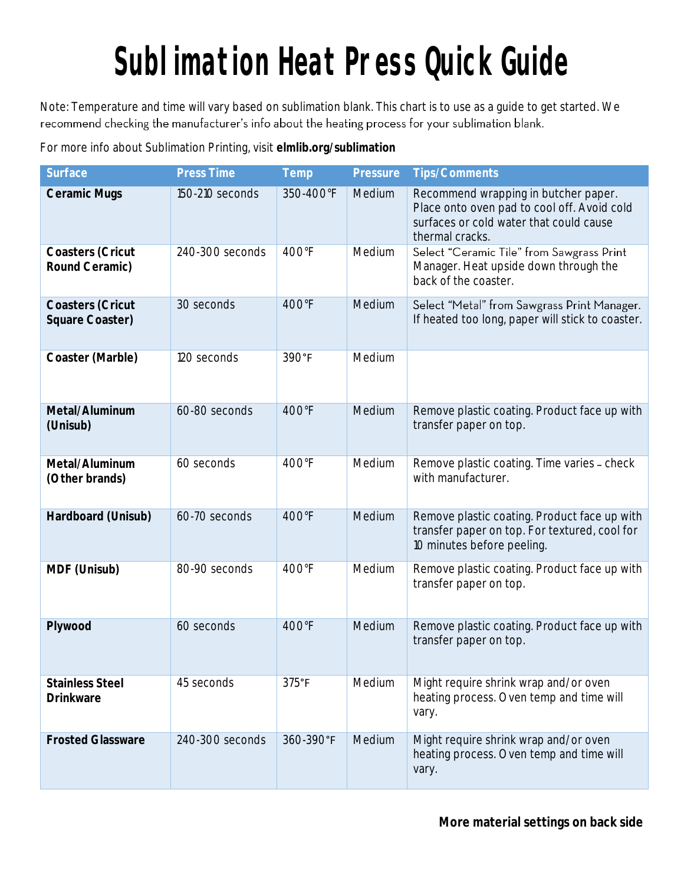# Sublimation Heat Press Quick Guide

Note: Temperature and time will vary based on sublimation blank. This chart is to use as a guide to get started. We recommend checking the manufacturer's info about the heating process for your sublimation blank.

For more info about Sublimation Printing, visit **elmlib.org/sublimation**

| Surface | Press Time | Temp | Pressure | Tips/Comments |
|---|---|---|---|---|
| **Ceramic Mugs** | 150-210 seconds | 350-400°F | Medium | Recommend wrapping in butcher paper. Place onto oven pad to cool off. Avoid cold surfaces or cold water that could cause thermal cracks. |
| **Coasters (Cricut Round Ceramic)** | 240-300 seconds | 400°F | Medium | Select "Ceramic Tile" from Sawgrass Print Manager. Heat upside down through the back of the coaster. |
| **Coasters (Cricut Square Coaster)** | 30 seconds | 400°F | Medium | Select "Metal" from Sawgrass Print Manager. If heated too long, paper will stick to coaster. |
| **Coaster (Marble)** | 120 seconds | 390°F | Medium | |
| **Metal/Aluminum (Unisub)** | 60-80 seconds | 400°F | Medium | Remove plastic coating. Product face up with transfer paper on top. |
| **Metal/Aluminum (Other brands)** | 60 seconds | 400°F | Medium | Remove plastic coating. Time varies – check with manufacturer. |
| **Hardboard (Unisub)** | 60-70 seconds | 400°F | Medium | Remove plastic coating. Product face up with transfer paper on top. For textured, cool for 10 minutes before peeling. |
| **MDF (Unisub)** | 80-90 seconds | 400°F | Medium | Remove plastic coating. Product face up with transfer paper on top. |
| **Plywood** | 60 seconds | 400°F | Medium | Remove plastic coating. Product face up with transfer paper on top. |
| **Stainless Steel Drinkware** | 45 seconds | 375°F | Medium | Might require shrink wrap and/or oven heating process. Oven temp and time will vary. |
| **Frosted Glassware** | 240-300 seconds | 360-390°F | Medium | Might require shrink wrap and/or oven heating process. Oven temp and time will vary. |

**More material settings on back side**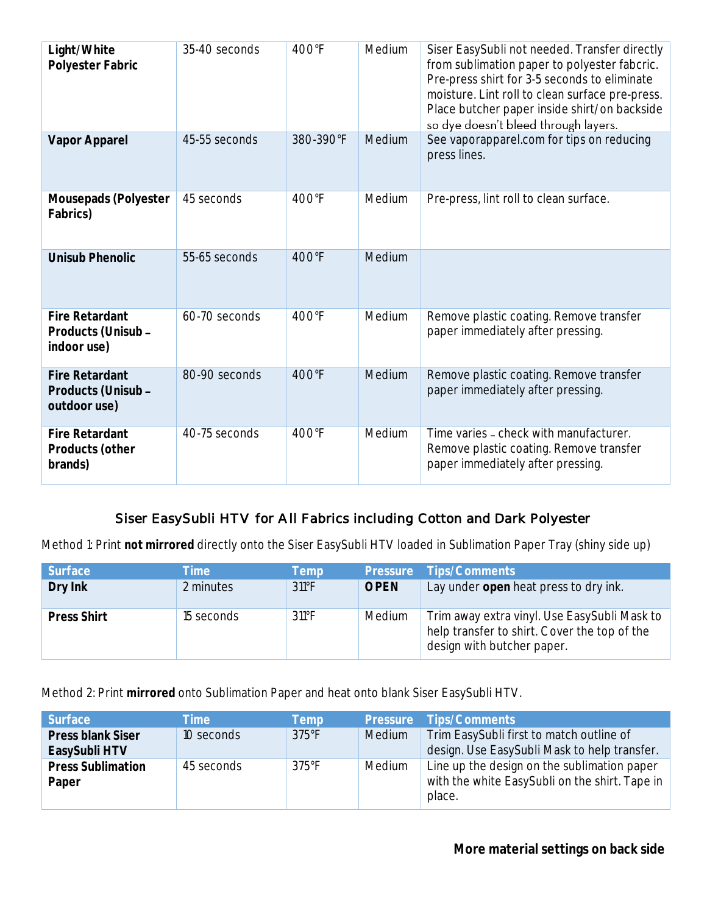| | | | | |
|---|---|---|---|---|
| **Light/White Polyester Fabric** | 35-40 seconds | 400°F | Medium | Siser EasySubli not needed. Transfer directly from sublimation paper to polyester fabcric. Pre-press shirt for 3-5 seconds to eliminate moisture. Lint roll to clean surface pre-press. Place butcher paper inside shirt/on backside so dye doesn't bleed through layers. |
| **Vapor Apparel** | 45-55 seconds | 380-390°F | Medium | See vaporapparel.com for tips on reducing press lines. |
| **Mousepads (Polyester Fabrics)** | 45 seconds | 400°F | Medium | Pre-press, lint roll to clean surface. |
| **Unisub Phenolic** | 55-65 seconds | 400°F | Medium | |
| **Fire Retardant Products (Unisub – indoor use)** | 60-70 seconds | 400°F | Medium | Remove plastic coating. Remove transfer paper immediately after pressing. |
| **Fire Retardant Products (Unisub – outdoor use)** | 80-90 seconds | 400°F | Medium | Remove plastic coating. Remove transfer paper immediately after pressing. |
| **Fire Retardant Products (other brands)** | 40-75 seconds | 400°F | Medium | Time varies – check with manufacturer. Remove plastic coating. Remove transfer paper immediately after pressing. |

## Siser EasySubli HTV for All Fabrics including Cotton and Dark Polyester

Method 1: Print **not mirrored** directly onto the Siser EasySubli HTV loaded in Sublimation Paper Tray (shiny side up)

| Surface | Time | Temp | Pressure | Tips/Comments |
|---|---|---|---|---|
| **Dry Ink** | 2 minutes | 311°F | **OPEN** | Lay under **open** heat press to dry ink. |
| **Press Shirt** | 15 seconds | 311°F | Medium | Trim away extra vinyl. Use EasySubli Mask to help transfer to shirt. Cover the top of the design with butcher paper. |

Method 2: Print **mirrored** onto Sublimation Paper and heat onto blank Siser EasySubli HTV.

| Surface | Time | Temp | Pressure | Tips/Comments |
|---|---|---|---|---|
| **Press blank Siser EasySubli HTV** | 10 seconds | 375°F | Medium | Trim EasySubli first to match outline of design. Use EasySubli Mask to help transfer. |
| **Press Sublimation Paper** | 45 seconds | 375°F | Medium | Line up the design on the sublimation paper with the white EasySubli on the shirt. Tape in place. |

**More material settings on back side**